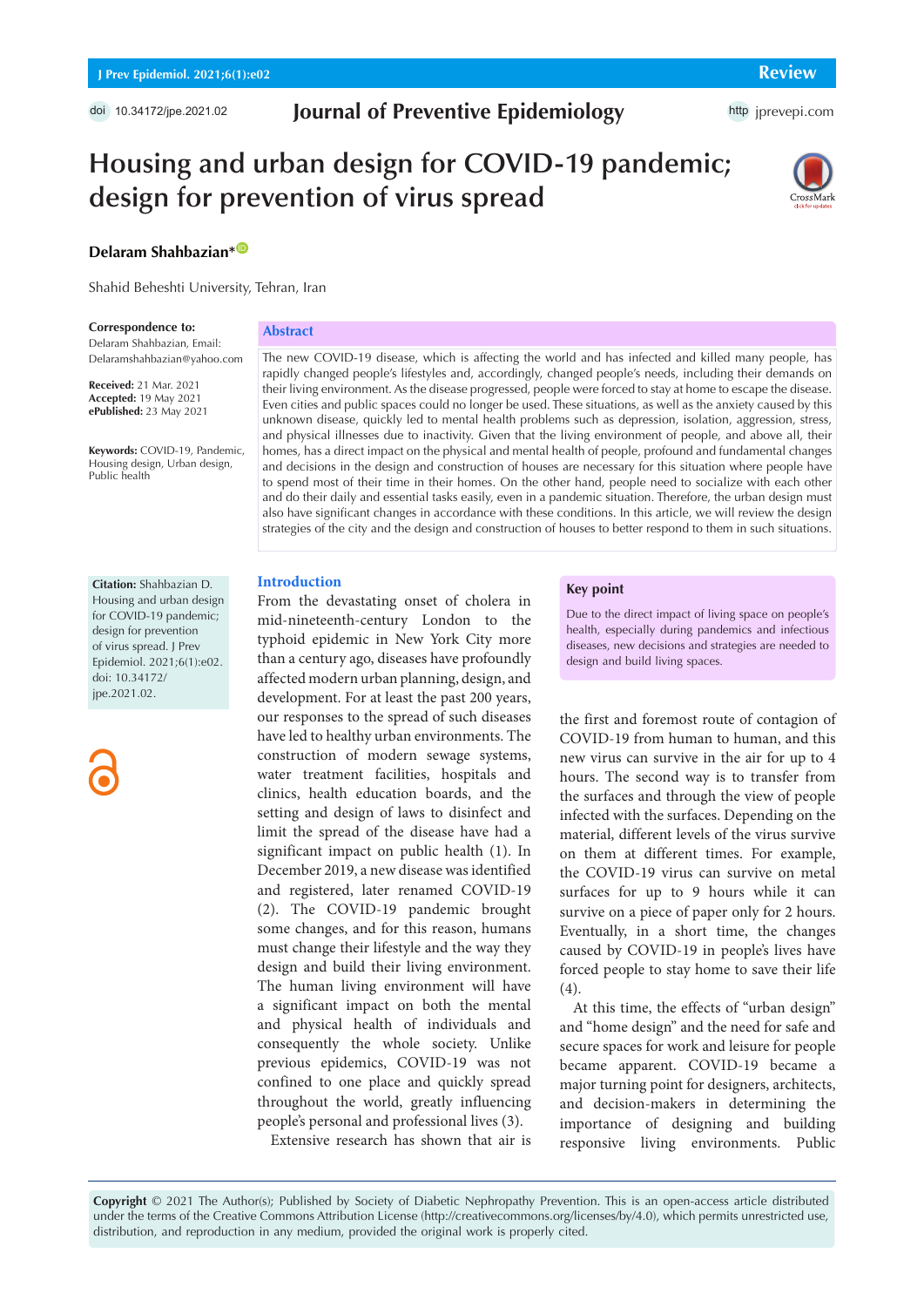Review

doi 10.34172/jpe.2021.02

Journal of Preventive Epidemiology

http jprevepi.com

# Housing and urban design for COVID-19 pandemic; design for prevention of virus spread

**Delaram Shahbazian***

Shahid Beheshti University, Tehran, Iran

**Correspondence to:**
Delaram Shahbazian, Email: Delaramshahbazian@yahoo.com

**Received:** 21 Mar. 2021
**Accepted:** 19 May 2021
**ePublished:** 23 May 2021

**Keywords:** COVID-19, Pandemic, Housing design, Urban design, Public health

## Abstract

The new COVID-19 disease, which is affecting the world and has infected and killed many people, has rapidly changed people's lifestyles and, accordingly, changed people's needs, including their demands on their living environment. As the disease progressed, people were forced to stay at home to escape the disease. Even cities and public spaces could no longer be used. These situations, as well as the anxiety caused by this unknown disease, quickly led to mental health problems such as depression, isolation, aggression, stress, and physical illnesses due to inactivity. Given that the living environment of people, and above all, their homes, has a direct impact on the physical and mental health of people, profound and fundamental changes and decisions in the design and construction of houses are necessary for this situation where people have to spend most of their time in their homes. On the other hand, people need to socialize with each other and do their daily and essential tasks easily, even in a pandemic situation. Therefore, the urban design must also have significant changes in accordance with these conditions. In this article, we will review the design strategies of the city and the design and construction of houses to better respond to them in such situations.

**Citation:** Shahbazian D. Housing and urban design for COVID-19 pandemic; design for prevention of virus spread. J Prev Epidemiol. 2021;6(1):e02. doi: 10.34172/jpe.2021.02.

**Key point**

Due to the direct impact of living space on people's health, especially during pandemics and infectious diseases, new decisions and strategies are needed to design and build living spaces.

## Introduction

From the devastating onset of cholera in mid-nineteenth-century London to the typhoid epidemic in New York City more than a century ago, diseases have profoundly affected modern urban planning, design, and development. For at least the past 200 years, our responses to the spread of such diseases have led to healthy urban environments. The construction of modern sewage systems, water treatment facilities, hospitals and clinics, health education boards, and the setting and design of laws to disinfect and limit the spread of the disease have had a significant impact on public health (1). In December 2019, a new disease was identified and registered, later renamed COVID-19 (2). The COVID-19 pandemic brought some changes, and for this reason, humans must change their lifestyle and the way they design and build their living environment. The human living environment will have a significant impact on both the mental and physical health of individuals and consequently the whole society. Unlike previous epidemics, COVID-19 was not confined to one place and quickly spread throughout the world, greatly influencing people's personal and professional lives (3).

Extensive research has shown that air is the first and foremost route of contagion of COVID-19 from human to human, and this new virus can survive in the air for up to 4 hours. The second way is to transfer from the surfaces and through the view of people infected with the surfaces. Depending on the material, different levels of the virus survive on them at different times. For example, the COVID-19 virus can survive on metal surfaces for up to 9 hours while it can survive on a piece of paper only for 2 hours. Eventually, in a short time, the changes caused by COVID-19 in people's lives have forced people to stay home to save their life (4).

At this time, the effects of "urban design" and "home design" and the need for safe and secure spaces for work and leisure for people became apparent. COVID-19 became a major turning point for designers, architects, and decision-makers in determining the importance of designing and building responsive living environments. Public

**Copyright** © 2021 The Author(s); Published by Society of Diabetic Nephropathy Prevention. This is an open-access article distributed under the terms of the Creative Commons Attribution License (http://creativecommons.org/licenses/by/4.0), which permits unrestricted use, distribution, and reproduction in any medium, provided the original work is properly cited.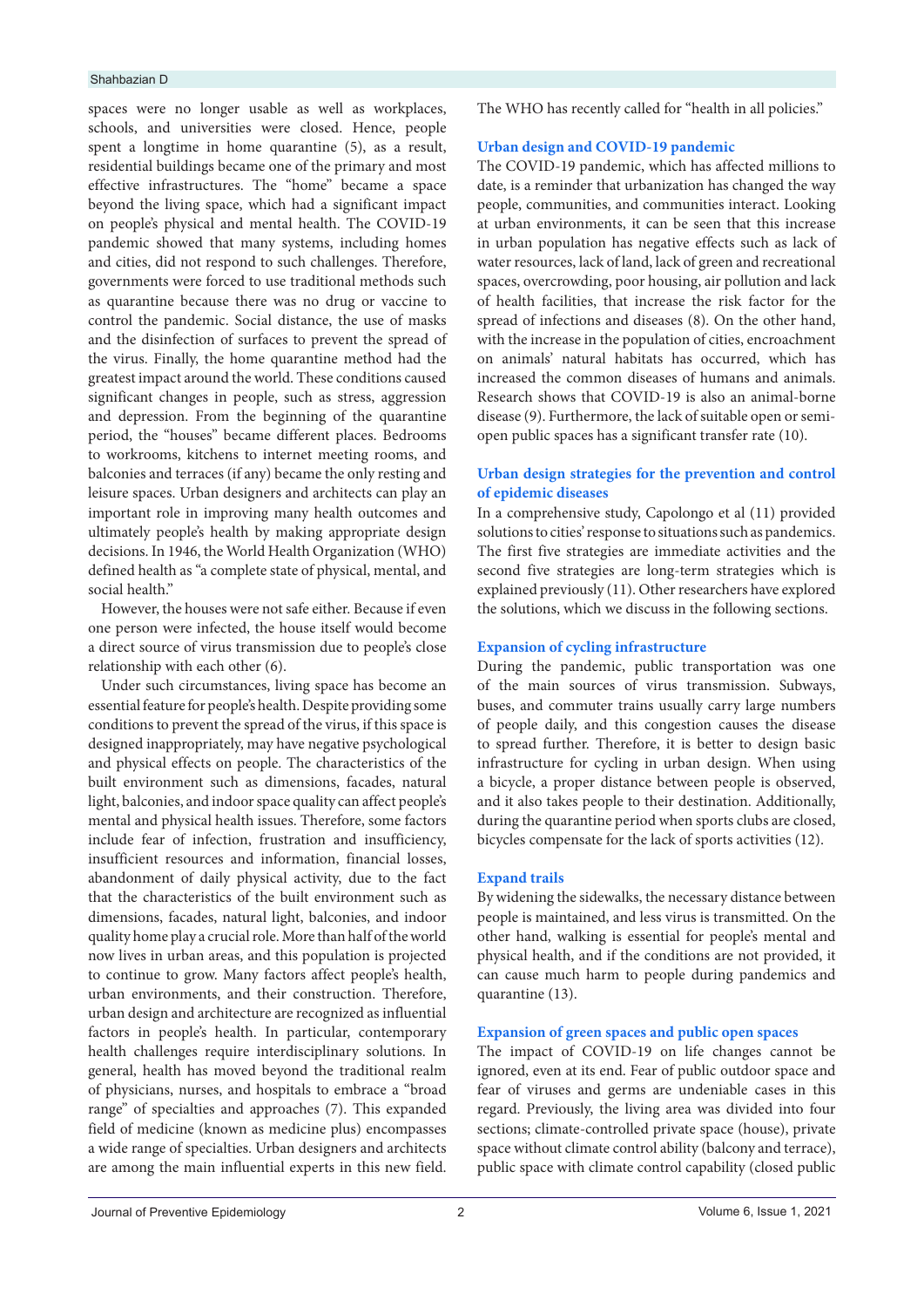spaces were no longer usable as well as workplaces, schools, and universities were closed. Hence, people spent a longtime in home quarantine (5), as a result, residential buildings became one of the primary and most effective infrastructures. The "home" became a space beyond the living space, which had a significant impact on people's physical and mental health. The COVID-19 pandemic showed that many systems, including homes and cities, did not respond to such challenges. Therefore, governments were forced to use traditional methods such as quarantine because there was no drug or vaccine to control the pandemic. Social distance, the use of masks and the disinfection of surfaces to prevent the spread of the virus. Finally, the home quarantine method had the greatest impact around the world. These conditions caused significant changes in people, such as stress, aggression and depression. From the beginning of the quarantine period, the "houses" became different places. Bedrooms to workrooms, kitchens to internet meeting rooms, and balconies and terraces (if any) became the only resting and leisure spaces. Urban designers and architects can play an important role in improving many health outcomes and ultimately people's health by making appropriate design decisions. In 1946, the World Health Organization (WHO) defined health as "a complete state of physical, mental, and social health."

However, the houses were not safe either. Because if even one person were infected, the house itself would become a direct source of virus transmission due to people's close relationship with each other (6).

Under such circumstances, living space has become an essential feature for people's health. Despite providing some conditions to prevent the spread of the virus, if this space is designed inappropriately, may have negative psychological and physical effects on people. The characteristics of the built environment such as dimensions, facades, natural light, balconies, and indoor space quality can affect people's mental and physical health issues. Therefore, some factors include fear of infection, frustration and insufficiency, insufficient resources and information, financial losses, abandonment of daily physical activity, due to the fact that the characteristics of the built environment such as dimensions, facades, natural light, balconies, and indoor quality home play a crucial role. More than half of the world now lives in urban areas, and this population is projected to continue to grow. Many factors affect people's health, urban environments, and their construction. Therefore, urban design and architecture are recognized as influential factors in people's health. In particular, contemporary health challenges require interdisciplinary solutions. In general, health has moved beyond the traditional realm of physicians, nurses, and hospitals to embrace a "broad range" of specialties and approaches (7). This expanded field of medicine (known as medicine plus) encompasses a wide range of specialties. Urban designers and architects are among the main influential experts in this new field. The WHO has recently called for "health in all policies."

## Urban design and COVID-19 pandemic

The COVID-19 pandemic, which has affected millions to date, is a reminder that urbanization has changed the way people, communities, and communities interact. Looking at urban environments, it can be seen that this increase in urban population has negative effects such as lack of water resources, lack of land, lack of green and recreational spaces, overcrowding, poor housing, air pollution and lack of health facilities, that increase the risk factor for the spread of infections and diseases (8). On the other hand, with the increase in the population of cities, encroachment on animals' natural habitats has occurred, which has increased the common diseases of humans and animals. Research shows that COVID-19 is also an animal-borne disease (9). Furthermore, the lack of suitable open or semi-open public spaces has a significant transfer rate (10).

## Urban design strategies for the prevention and control of epidemic diseases

In a comprehensive study, Capolongo et al (11) provided solutions to cities' response to situations such as pandemics. The first five strategies are immediate activities and the second five strategies are long-term strategies which is explained previously (11). Other researchers have explored the solutions, which we discuss in the following sections.

### Expansion of cycling infrastructure

During the pandemic, public transportation was one of the main sources of virus transmission. Subways, buses, and commuter trains usually carry large numbers of people daily, and this congestion causes the disease to spread further. Therefore, it is better to design basic infrastructure for cycling in urban design. When using a bicycle, a proper distance between people is observed, and it also takes people to their destination. Additionally, during the quarantine period when sports clubs are closed, bicycles compensate for the lack of sports activities (12).

### Expand trails

By widening the sidewalks, the necessary distance between people is maintained, and less virus is transmitted. On the other hand, walking is essential for people's mental and physical health, and if the conditions are not provided, it can cause much harm to people during pandemics and quarantine (13).

### Expansion of green spaces and public open spaces

The impact of COVID-19 on life changes cannot be ignored, even at its end. Fear of public outdoor space and fear of viruses and germs are undeniable cases in this regard. Previously, the living area was divided into four sections; climate-controlled private space (house), private space without climate control ability (balcony and terrace), public space with climate control capability (closed public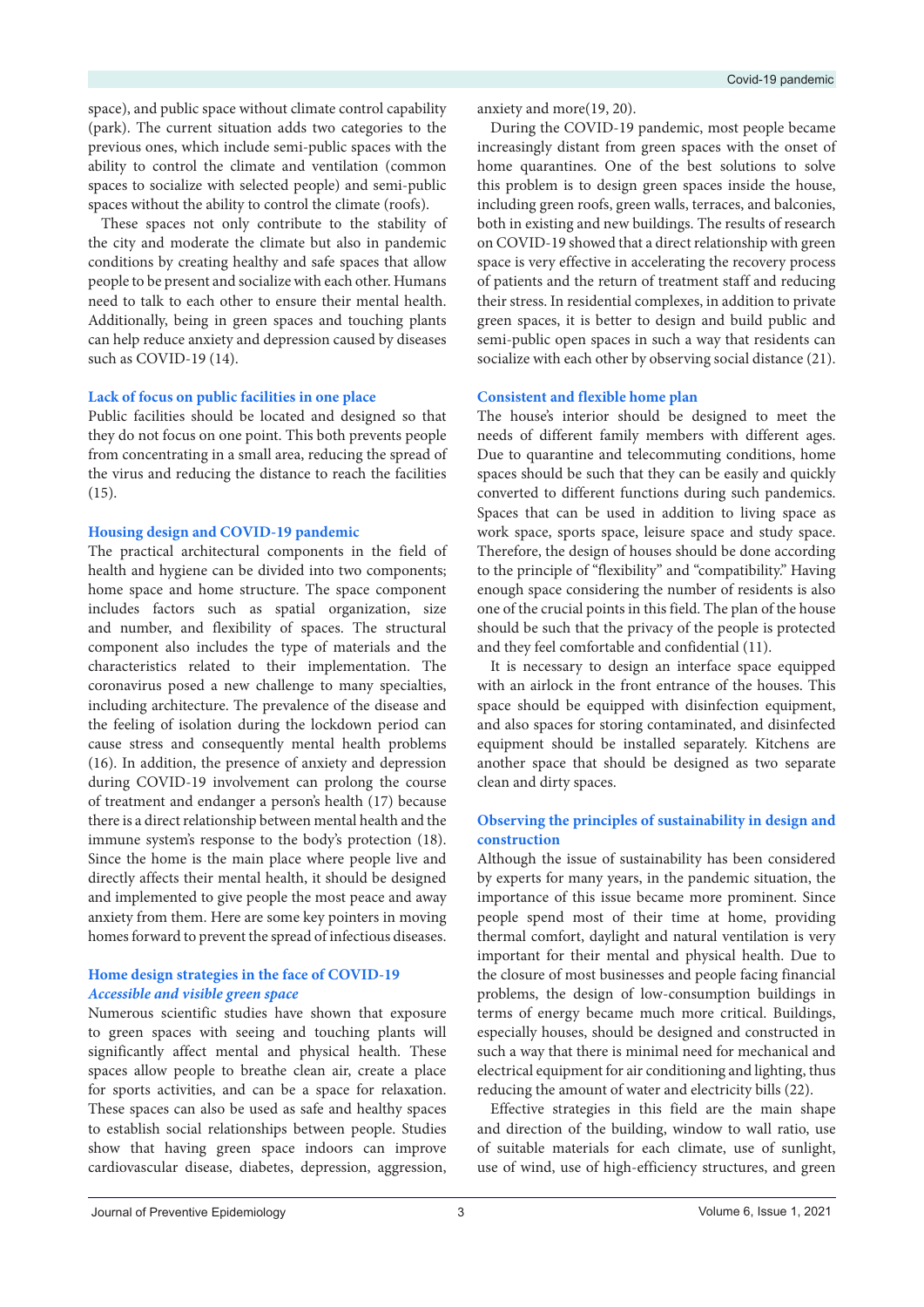space), and public space without climate control capability (park). The current situation adds two categories to the previous ones, which include semi-public spaces with the ability to control the climate and ventilation (common spaces to socialize with selected people) and semi-public spaces without the ability to control the climate (roofs).

These spaces not only contribute to the stability of the city and moderate the climate but also in pandemic conditions by creating healthy and safe spaces that allow people to be present and socialize with each other. Humans need to talk to each other to ensure their mental health. Additionally, being in green spaces and touching plants can help reduce anxiety and depression caused by diseases such as COVID-19 (14).

### Lack of focus on public facilities in one place

Public facilities should be located and designed so that they do not focus on one point. This both prevents people from concentrating in a small area, reducing the spread of the virus and reducing the distance to reach the facilities (15).

## Housing design and COVID-19 pandemic

The practical architectural components in the field of health and hygiene can be divided into two components; home space and home structure. The space component includes factors such as spatial organization, size and number, and flexibility of spaces. The structural component also includes the type of materials and the characteristics related to their implementation. The coronavirus posed a new challenge to many specialties, including architecture. The prevalence of the disease and the feeling of isolation during the lockdown period can cause stress and consequently mental health problems (16). In addition, the presence of anxiety and depression during COVID-19 involvement can prolong the course of treatment and endanger a person's health (17) because there is a direct relationship between mental health and the immune system's response to the body's protection (18). Since the home is the main place where people live and directly affects their mental health, it should be designed and implemented to give people the most peace and away anxiety from them. Here are some key pointers in moving homes forward to prevent the spread of infectious diseases.

## Home design strategies in the face of COVID-19

### *Accessible and visible green space*

Numerous scientific studies have shown that exposure to green spaces with seeing and touching plants will significantly affect mental and physical health. These spaces allow people to breathe clean air, create a place for sports activities, and can be a space for relaxation. These spaces can also be used as safe and healthy spaces to establish social relationships between people. Studies show that having green space indoors can improve cardiovascular disease, diabetes, depression, aggression, anxiety and more(19, 20).

During the COVID-19 pandemic, most people became increasingly distant from green spaces with the onset of home quarantines. One of the best solutions to solve this problem is to design green spaces inside the house, including green roofs, green walls, terraces, and balconies, both in existing and new buildings. The results of research on COVID-19 showed that a direct relationship with green space is very effective in accelerating the recovery process of patients and the return of treatment staff and reducing their stress. In residential complexes, in addition to private green spaces, it is better to design and build public and semi-public open spaces in such a way that residents can socialize with each other by observing social distance (21).

### Consistent and flexible home plan

The house's interior should be designed to meet the needs of different family members with different ages. Due to quarantine and telecommuting conditions, home spaces should be such that they can be easily and quickly converted to different functions during such pandemics. Spaces that can be used in addition to living space as work space, sports space, leisure space and study space. Therefore, the design of houses should be done according to the principle of "flexibility" and "compatibility." Having enough space considering the number of residents is also one of the crucial points in this field. The plan of the house should be such that the privacy of the people is protected and they feel comfortable and confidential (11).

It is necessary to design an interface space equipped with an airlock in the front entrance of the houses. This space should be equipped with disinfection equipment, and also spaces for storing contaminated, and disinfected equipment should be installed separately. Kitchens are another space that should be designed as two separate clean and dirty spaces.

### Observing the principles of sustainability in design and construction

Although the issue of sustainability has been considered by experts for many years, in the pandemic situation, the importance of this issue became more prominent. Since people spend most of their time at home, providing thermal comfort, daylight and natural ventilation is very important for their mental and physical health. Due to the closure of most businesses and people facing financial problems, the design of low-consumption buildings in terms of energy became much more critical. Buildings, especially houses, should be designed and constructed in such a way that there is minimal need for mechanical and electrical equipment for air conditioning and lighting, thus reducing the amount of water and electricity bills (22).

Effective strategies in this field are the main shape and direction of the building, window to wall ratio, use of suitable materials for each climate, use of sunlight, use of wind, use of high-efficiency structures, and green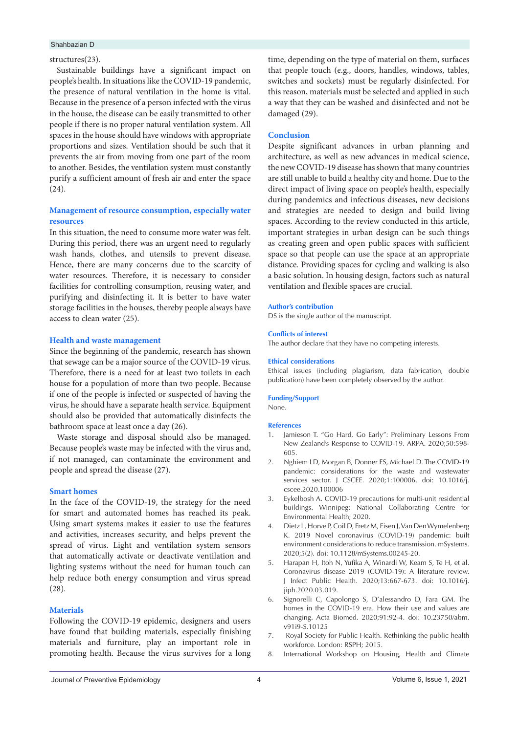structures(23).

Sustainable buildings have a significant impact on people's health. In situations like the COVID-19 pandemic, the presence of natural ventilation in the home is vital. Because in the presence of a person infected with the virus in the house, the disease can be easily transmitted to other people if there is no proper natural ventilation system. All spaces in the house should have windows with appropriate proportions and sizes. Ventilation should be such that it prevents the air from moving from one part of the room to another. Besides, the ventilation system must constantly purify a sufficient amount of fresh air and enter the space (24).

## Management of resource consumption, especially water resources

In this situation, the need to consume more water was felt. During this period, there was an urgent need to regularly wash hands, clothes, and utensils to prevent disease. Hence, there are many concerns due to the scarcity of water resources. Therefore, it is necessary to consider facilities for controlling consumption, reusing water, and purifying and disinfecting it. It is better to have water storage facilities in the houses, thereby people always have access to clean water (25).

## Health and waste management

Since the beginning of the pandemic, research has shown that sewage can be a major source of the COVID-19 virus. Therefore, there is a need for at least two toilets in each house for a population of more than two people. Because if one of the people is infected or suspected of having the virus, he should have a separate health service. Equipment should also be provided that automatically disinfects the bathroom space at least once a day (26).

Waste storage and disposal should also be managed. Because people's waste may be infected with the virus and, if not managed, can contaminate the environment and people and spread the disease (27).

## Smart homes

In the face of the COVID-19, the strategy for the need for smart and automated homes has reached its peak. Using smart systems makes it easier to use the features and activities, increases security, and helps prevent the spread of virus. Light and ventilation system sensors that automatically activate or deactivate ventilation and lighting systems without the need for human touch can help reduce both energy consumption and virus spread (28).

## Materials

Following the COVID-19 epidemic, designers and users have found that building materials, especially finishing materials and furniture, play an important role in promoting health. Because the virus survives for a long time, depending on the type of material on them, surfaces that people touch (e.g., doors, handles, windows, tables, switches and sockets) must be regularly disinfected. For this reason, materials must be selected and applied in such a way that they can be washed and disinfected and not be damaged (29).

## Conclusion

Despite significant advances in urban planning and architecture, as well as new advances in medical science, the new COVID-19 disease has shown that many countries are still unable to build a healthy city and home. Due to the direct impact of living space on people's health, especially during pandemics and infectious diseases, new decisions and strategies are needed to design and build living spaces. According to the review conducted in this article, important strategies in urban design can be such things as creating green and open public spaces with sufficient space so that people can use the space at an appropriate distance. Providing spaces for cycling and walking is also a basic solution. In housing design, factors such as natural ventilation and flexible spaces are crucial.

### Author's contribution

DS is the single author of the manuscript.

### Conflicts of interest

The author declare that they have no competing interests.

### Ethical considerations

Ethical issues (including plagiarism, data fabrication, double publication) have been completely observed by the author.

### Funding/Support

None.

### References

1. Jamieson T. "Go Hard, Go Early": Preliminary Lessons From New Zealand's Response to COVID-19. ARPA. 2020;50:598-605.
2. Nghiem LD, Morgan B, Donner ES, Michael D. The COVID-19 pandemic: considerations for the waste and wastewater services sector. J CSCEE. 2020;1:100006. doi: 10.1016/j.cscee.2020.100006
3. Eykelbosh A. COVID-19 precautions for multi-unit residential buildings. Winnipeg: National Collaborating Centre for Environmental Health; 2020.
4. Dietz L, Horve P, Coil D, Fretz M, Eisen J, Van Den Wymelenberg K. 2019 Novel coronavirus (COVID-19) pandemic: built environment considerations to reduce transmission. mSystems. 2020;5(2). doi: 10.1128/mSystems.00245-20.
5. Harapan H, Itoh N, Yufika A, Winardi W, Keam S, Te H, et al. Coronavirus disease 2019 (COVID-19): A literature review. J Infect Public Health. 2020;13:667-673. doi: 10.1016/j.jiph.2020.03.019.
6. Signorelli C, Capolongo S, D'alessandro D, Fara GM. The homes in the COVID-19 era. How their use and values are changing. Acta Biomed. 2020;91:92-4. doi: 10.23750/abm.v91i9-S.10125
7. Royal Society for Public Health. Rethinking the public health workforce. London: RSPH; 2015.
8. International Workshop on Housing, Health and Climate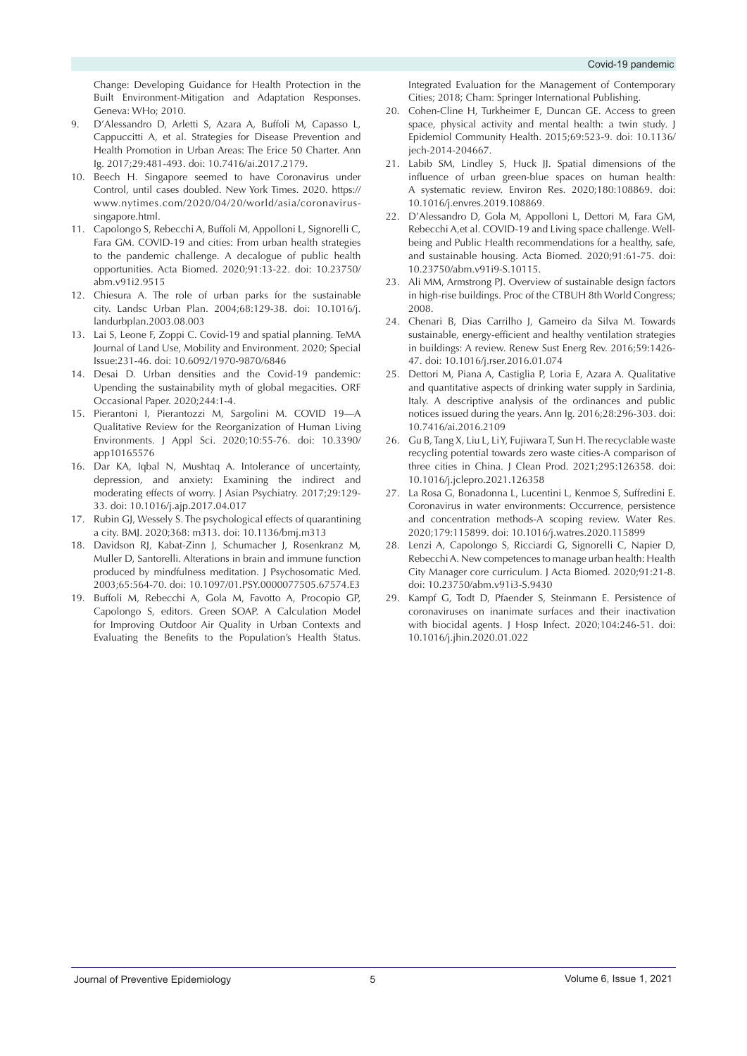Change: Developing Guidance for Health Protection in the Built Environment-Mitigation and Adaptation Responses. Geneva: WHo; 2010.

9. D'Alessandro D, Arletti S, Azara A, Buffoli M, Capasso L, Cappuccitti A, et al. Strategies for Disease Prevention and Health Promotion in Urban Areas: The Erice 50 Charter. Ann Ig. 2017;29:481-493. doi: 10.7416/ai.2017.2179.
10. Beech H. Singapore seemed to have Coronavirus under Control, until cases doubled. New York Times. 2020. https://www.nytimes.com/2020/04/20/world/asia/coronavirus-singapore.html.
11. Capolongo S, Rebecchi A, Buffoli M, Appolloni L, Signorelli C, Fara GM. COVID-19 and cities: From urban health strategies to the pandemic challenge. A decalogue of public health opportunities. Acta Biomed. 2020;91:13-22. doi: 10.23750/abm.v91i2.9515
12. Chiesura A. The role of urban parks for the sustainable city. Landsc Urban Plan. 2004;68:129-38. doi: 10.1016/j.landurbplan.2003.08.003
13. Lai S, Leone F, Zoppi C. Covid-19 and spatial planning. TeMA Journal of Land Use, Mobility and Environment. 2020; Special Issue:231-46. doi: 10.6092/1970-9870/6846
14. Desai D. Urban densities and the Covid-19 pandemic: Upending the sustainability myth of global megacities. ORF Occasional Paper. 2020;244:1-4.
15. Pierantoni I, Pierantozzi M, Sargolini M. COVID 19—A Qualitative Review for the Reorganization of Human Living Environments. J Appl Sci. 2020;10:55-76. doi: 10.3390/app10165576
16. Dar KA, Iqbal N, Mushtaq A. Intolerance of uncertainty, depression, and anxiety: Examining the indirect and moderating effects of worry. J Asian Psychiatry. 2017;29:129-33. doi: 10.1016/j.ajp.2017.04.017
17. Rubin GJ, Wessely S. The psychological effects of quarantining a city. BMJ. 2020;368: m313. doi: 10.1136/bmj.m313
18. Davidson RJ, Kabat-Zinn J, Schumacher J, Rosenkranz M, Muller D, Santorelli. Alterations in brain and immune function produced by mindfulness meditation. J Psychosomatic Med. 2003;65:564-70. doi: 10.1097/01.PSY.0000077505.67574.E3
19. Buffoli M, Rebecchi A, Gola M, Favotto A, Procopio GP, Capolongo S, editors. Green SOAP. A Calculation Model for Improving Outdoor Air Quality in Urban Contexts and Evaluating the Benefits to the Population's Health Status. Integrated Evaluation for the Management of Contemporary Cities; 2018; Cham: Springer International Publishing.
20. Cohen-Cline H, Turkheimer E, Duncan GE. Access to green space, physical activity and mental health: a twin study. J Epidemiol Community Health. 2015;69:523-9. doi: 10.1136/jech-2014-204667.
21. Labib SM, Lindley S, Huck JJ. Spatial dimensions of the influence of urban green-blue spaces on human health: A systematic review. Environ Res. 2020;180:108869. doi: 10.1016/j.envres.2019.108869.
22. D'Alessandro D, Gola M, Appolloni L, Dettori M, Fara GM, Rebecchi A,et al. COVID-19 and Living space challenge. Well-being and Public Health recommendations for a healthy, safe, and sustainable housing. Acta Biomed. 2020;91:61-75. doi: 10.23750/abm.v91i9-S.10115.
23. Ali MM, Armstrong PJ. Overview of sustainable design factors in high-rise buildings. Proc of the CTBUH 8th World Congress; 2008.
24. Chenari B, Dias Carrilho J, Gameiro da Silva M. Towards sustainable, energy-efficient and healthy ventilation strategies in buildings: A review. Renew Sust Energ Rev. 2016;59:1426-47. doi: 10.1016/j.rser.2016.01.074
25. Dettori M, Piana A, Castiglia P, Loria E, Azara A. Qualitative and quantitative aspects of drinking water supply in Sardinia, Italy. A descriptive analysis of the ordinances and public notices issued during the years. Ann Ig. 2016;28:296-303. doi: 10.7416/ai.2016.2109
26. Gu B, Tang X, Liu L, Li Y, Fujiwara T, Sun H. The recyclable waste recycling potential towards zero waste cities-A comparison of three cities in China. J Clean Prod. 2021;295:126358. doi: 10.1016/j.jclepro.2021.126358
27. La Rosa G, Bonadonna L, Lucentini L, Kenmoe S, Suffredini E. Coronavirus in water environments: Occurrence, persistence and concentration methods-A scoping review. Water Res. 2020;179:115899. doi: 10.1016/j.watres.2020.115899
28. Lenzi A, Capolongo S, Ricciardi G, Signorelli C, Napier D, Rebecchi A. New competences to manage urban health: Health City Manager core curriculum. J Acta Biomed. 2020;91:21-8. doi: 10.23750/abm.v91i3-S.9430
29. Kampf G, Todt D, Pfaender S, Steinmann E. Persistence of coronaviruses on inanimate surfaces and their inactivation with biocidal agents. J Hosp Infect. 2020;104:246-51. doi: 10.1016/j.jhin.2020.01.022